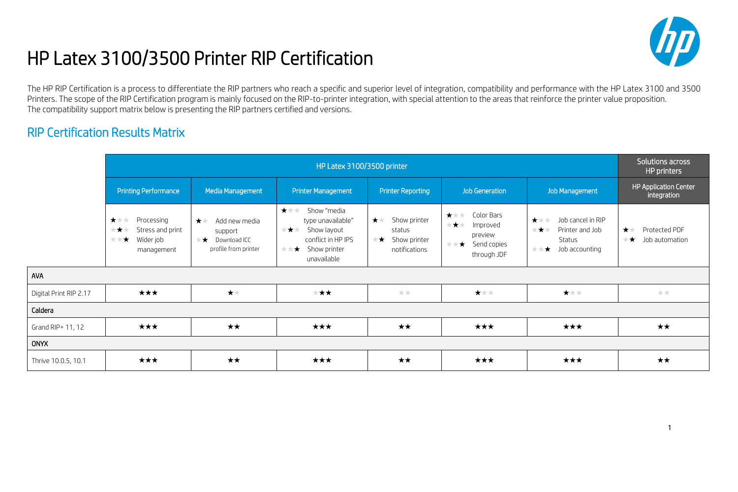# HP Latex 3100/3500 Printer RIP Certification

The HP RIP Certification is a process to differentiate the RIP partners who reach a specific and superior level of integration, compatibility and performance with the HP Latex 3100 and 3500 Printers. The scope of the RIP Certification program is mainly focused on the RIP-to-printer integration, with special attention to the areas that reinforce the printer value proposition.
The compatibility support matrix below is presenting the RIP partners certified and versions.

## RIP Certification Results Matrix

| | HP Latex 3100/3500 printer | | | | | | Solutions across HP printers |
|---|---|---|---|---|---|---|---|
| | Printing Performance | Media Management | Printer Management | Printer Reporting | Job Generation | Job Management | HP Application Center integration |
| | ★☆☆ Processing<br>☆★☆ Stress and print<br>☆☆★ Wider job management | ★☆ Add new media support<br>☆★ Download ICC profile from printer | ★☆☆ Show "media type unavailable"<br>☆★☆ Show layout conflict in HP IPS<br>☆☆★ Show printer unavailable | ★☆ Show printer status<br>☆★ Show printer notifications | ★☆☆ Color Bars<br>☆★☆ Improved preview<br>☆☆★ Send copies through JDF | ★☆☆ Job cancel in RIP<br>☆★☆ Printer and Job Status<br>☆☆★ Job accounting | ★☆ Protected PDF<br>☆★ Job automation |
| **AVA** | | | | | | | |
| Digital Print RIP 2.17 | ★★★ | ★☆ | ☆★★ | ☆☆ | ★☆☆ | ★☆☆ | ☆☆ |
| **Caldera** | | | | | | | |
| Grand RIP+ 11, 12 | ★★★ | ★★ | ★★★ | ★★ | ★★★ | ★★★ | ★★ |
| **ONYX** | | | | | | | |
| Thrive 10.0.5, 10.1 | ★★★ | ★★ | ★★★ | ★★ | ★★★ | ★★★ | ★★ |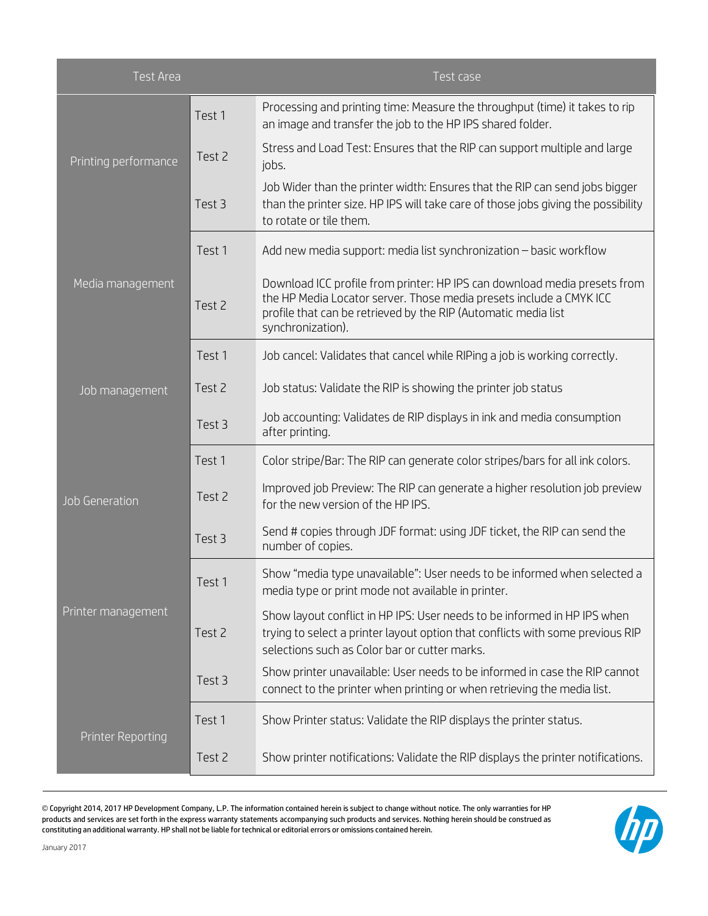| Test Area | | Test case |
| --- | --- | --- |
| Printing performance | Test 1 | Processing and printing time: Measure the throughput (time) it takes to rip an image and transfer the job to the HP IPS shared folder. |
| | Test 2 | Stress and Load Test: Ensures that the RIP can support multiple and large jobs. |
| | Test 3 | Job Wider than the printer width: Ensures that the RIP can send jobs bigger than the printer size. HP IPS will take care of those jobs giving the possibility to rotate or tile them. |
| Media management | Test 1 | Add new media support: media list synchronization – basic workflow |
| | Test 2 | Download ICC profile from printer: HP IPS can download media presets from the HP Media Locator server. Those media presets include a CMYK ICC profile that can be retrieved by the RIP (Automatic media list synchronization). |
| Job management | Test 1 | Job cancel: Validates that cancel while RIPing a job is working correctly. |
| | Test 2 | Job status: Validate the RIP is showing the printer job status |
| | Test 3 | Job accounting: Validates de RIP displays in ink and media consumption after printing. |
| Job Generation | Test 1 | Color stripe/Bar: The RIP can generate color stripes/bars for all ink colors. |
| | Test 2 | Improved job Preview: The RIP can generate a higher resolution job preview for the new version of the HP IPS. |
| | Test 3 | Send # copies through JDF format: using JDF ticket, the RIP can send the number of copies. |
| Printer management | Test 1 | Show "media type unavailable": User needs to be informed when selected a media type or print mode not available in printer. |
| | Test 2 | Show layout conflict in HP IPS: User needs to be informed in HP IPS when trying to select a printer layout option that conflicts with some previous RIP selections such as Color bar or cutter marks. |
| | Test 3 | Show printer unavailable: User needs to be informed in case the RIP cannot connect to the printer when printing or when retrieving the media list. |
| Printer Reporting | Test 1 | Show Printer status: Validate the RIP displays the printer status. |
| | Test 2 | Show printer notifications: Validate the RIP displays the printer notifications. |

© Copyright 2014, 2017 HP Development Company, L.P. The information contained herein is subject to change without notice. The only warranties for HP products and services are set forth in the express warranty statements accompanying such products and services. Nothing herein should be construed as constituting an additional warranty. HP shall not be liable for technical or editorial errors or omissions contained herein.

January 2017